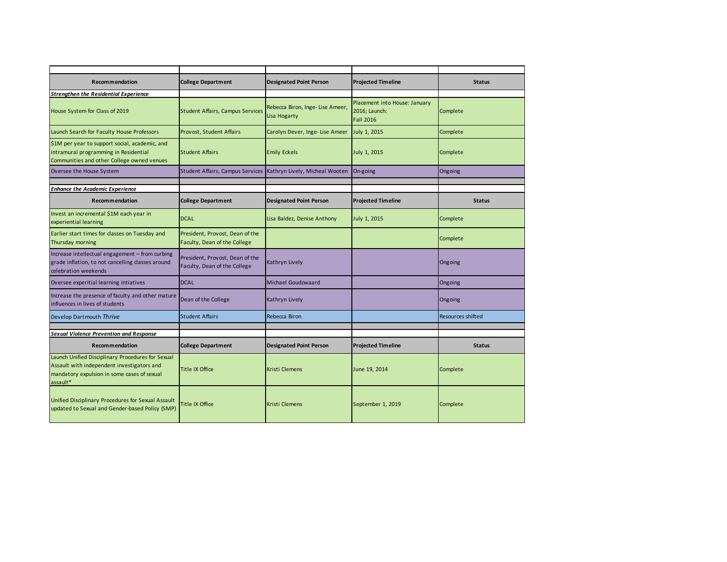| Recommendation | College Department | Designated Point Person | Projected Timeline | Status |
|---|---|---|---|---|
| ***Strengthen the Residential Experience*** | | | | |
| House System for Class of 2019 | Student Affairs, Campus Services | Rebecca Biron, Inge- Lise Ameer, Lisa Hogarty | Placement into House: January 2016; Launch: Fall 2016 | Complete |
| Launch Search for Faculty House Professors | Provost, Student Affairs | Carolyn Dever, Inge- Lise Ameer | July 1, 2015 | Complete |
| $1M per year to support social, academic, and intramural programming in Residential Communities and other College owned venues | Student Affairs | Emily Eckels | July 1, 2015 | Complete |
| Oversee the House System | Student Affairs, Campus Services | Kathryn Lively, Micheal Wooten | On-going | Ongoing |

| Recommendation | College Department | Designated Point Person | Projected Timeline | Status |
|---|---|---|---|---|
| ***Enhance the Academic Experience*** | | | | |
| Invest an incremental $1M each year in experiential learning | DCAL | Lisa Baldez, Denise Anthony | July 1, 2015 | Complete |
| Earlier start times for classes on Tuesday and Thursday morning | President, Provost, Dean of the Faculty, Dean of the College | | | Complete |
| Increase intellectual engagement – from curbing grade inflation, to not cancelling classes around celebration weekends | President, Provost, Dean of the Faculty, Dean of the College | Kathryn Lively | | Ongoing |
| Oversee experitial learning intiatives | DCAL | Michael Goudzwaard | | Ongoing |
| Increase the presence of faculty and other mature influences in lives of students | Dean of the College | Kathryn Lively | | Ongoing |
| Develop Dartmouth *Thrive* | Student Affairs | Rebecca Biron | | Resources shifted |

| Recommendation | College Department | Designated Point Person | Projected Timeline | Status |
|---|---|---|---|---|
| ***Sexual Violence Prevention and Response*** | | | | |
| Launch Unified Disciplinary Procedures for Sexual Assault with independent investigators and mandatory expulsion in some cases of sexual assault* | Title IX Office | Kristi Clemens | June 19, 2014 | Complete |
| Unified Disciplinary Procedures for Sexual Assault updated to Sexual and Gender-based Policy (SMP) | Title IX Office | Kristi Clemens | September 1, 2019 | Complete |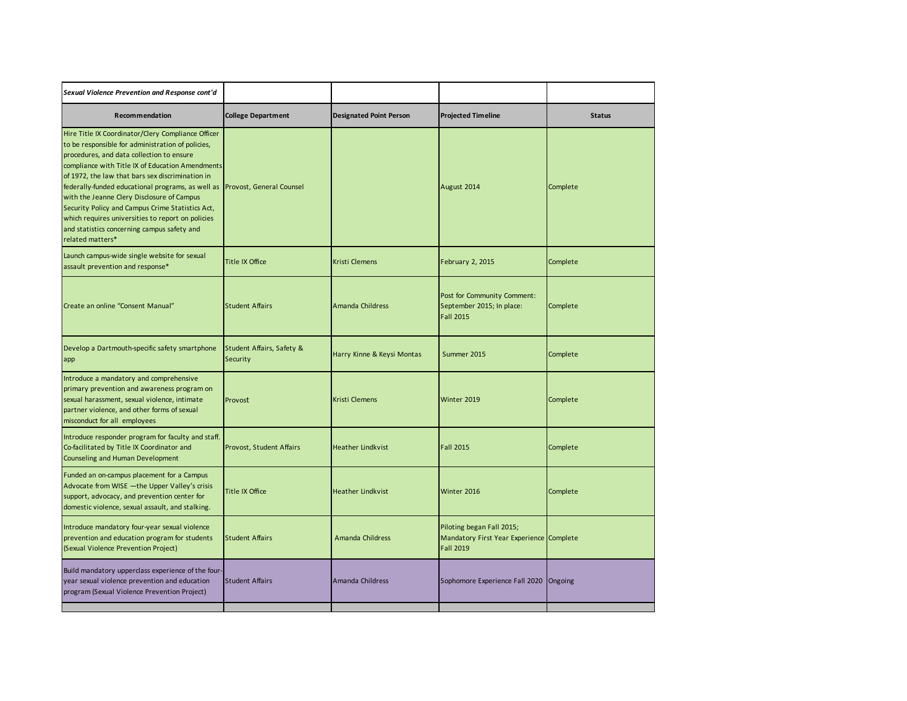| *Sexual Violence Prevention and Response cont'd* | | | | |
|---|---|---|---|---|
| **Recommendation** | **College Department** | **Designated Point Person** | **Projected Timeline** | **Status** |
| Hire Title IX Coordinator/Clery Compliance Officer to be responsible for administration of policies, procedures, and data collection to ensure compliance with Title IX of Education Amendments of 1972, the law that bars sex discrimination in federally-funded educational programs, as well as with the Jeanne Clery Disclosure of Campus Security Policy and Campus Crime Statistics Act, which requires universities to report on policies and statistics concerning campus safety and related matters* | Provost, General Counsel | | August 2014 | Complete |
| Launch campus-wide single website for sexual assault prevention and response* | Title IX Office | Kristi Clemens | February 2, 2015 | Complete |
| Create an online "Consent Manual" | Student Affairs | Amanda Childress | Post for Community Comment: September 2015; In place: Fall 2015 | Complete |
| Develop a Dartmouth-specific safety smartphone app | Student Affairs, Safety & Security | Harry Kinne & Keysi Montas | Summer 2015 | Complete |
| Introduce a mandatory and comprehensive primary prevention and awareness program on sexual harassment, sexual violence, intimate partner violence, and other forms of sexual misconduct for all employees | Provost | Kristi Clemens | Winter 2019 | Complete |
| Introduce responder program for faculty and staff. Co-facilitated by Title IX Coordinator and Counseling and Human Development | Provost, Student Affairs | Heather Lindkvist | Fall 2015 | Complete |
| Funded an on-campus placement for a Campus Advocate from WISE —the Upper Valley's crisis support, advocacy, and prevention center for domestic violence, sexual assault, and stalking. | Title IX Office | Heather Lindkvist | Winter 2016 | Complete |
| Introduce mandatory four-year sexual violence prevention and education program for students (Sexual Violence Prevention Project) | Student Affairs | Amanda Childress | Piloting began Fall 2015; Mandatory First Year Experience Fall 2019 | Complete |
| Build mandatory upperclass experience of the four-year sexual violence prevention and education program (Sexual Violence Prevention Project) | Student Affairs | Amanda Childress | Sophomore Experience Fall 2020 | Ongoing |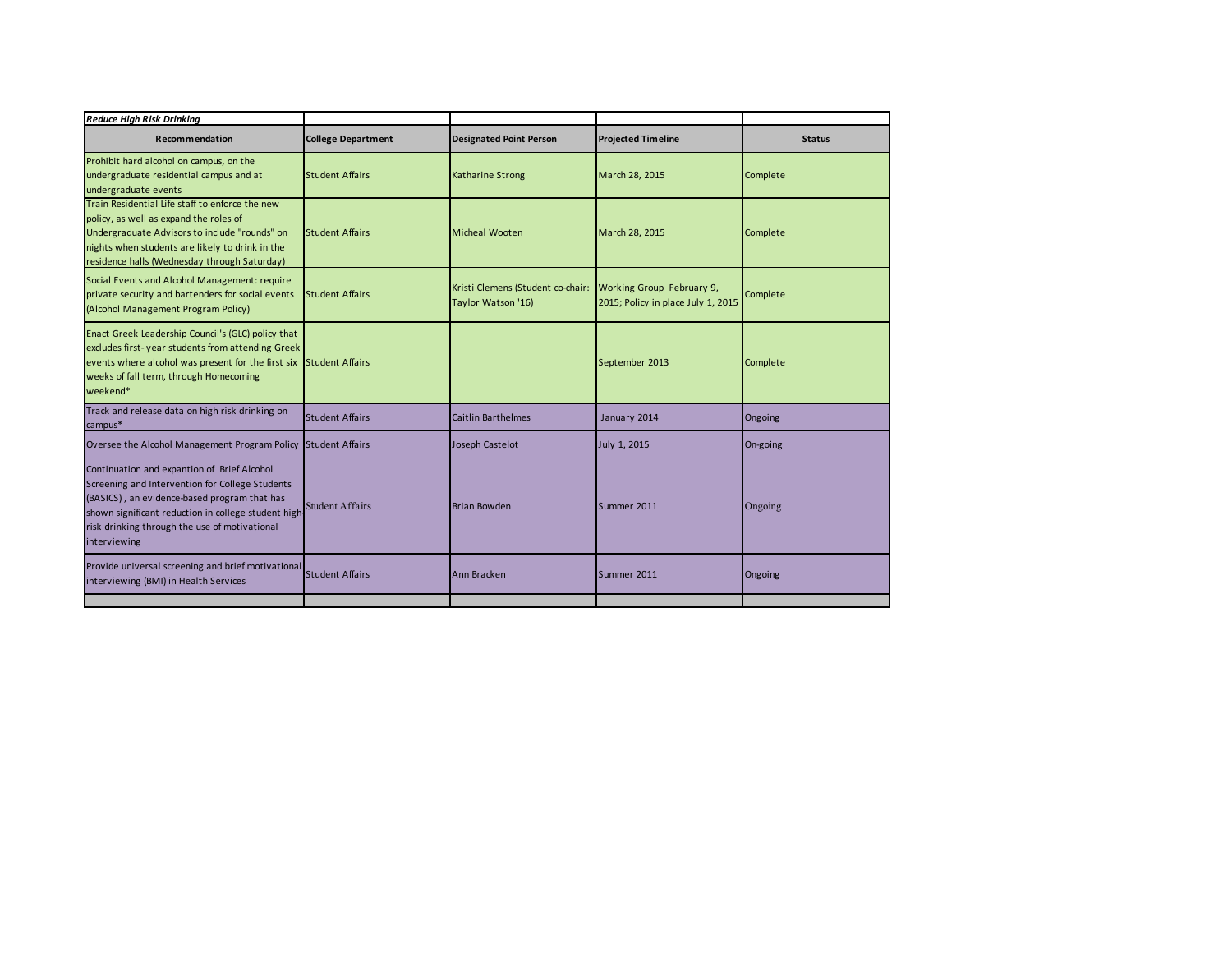*Reduce High Risk Drinking*

| Recommendation | College Department | Designated Point Person | Projected Timeline | Status |
|---|---|---|---|---|
| Prohibit hard alcohol on campus, on the undergraduate residential campus and at undergraduate events | Student Affairs | Katharine Strong | March 28, 2015 | Complete |
| Train Residential Life staff to enforce the new policy, as well as expand the roles of Undergraduate Advisors to include "rounds" on nights when students are likely to drink in the residence halls (Wednesday through Saturday) | Student Affairs | Micheal Wooten | March 28, 2015 | Complete |
| Social Events and Alcohol Management: require private security and bartenders for social events (Alcohol Management Program Policy) | Student Affairs | Kristi Clemens (Student co-chair: Taylor Watson '16) | Working Group February 9, 2015; Policy in place July 1, 2015 | Complete |
| Enact Greek Leadership Council's (GLC) policy that excludes first- year students from attending Greek events where alcohol was present for the first six weeks of fall term, through Homecoming weekend* | Student Affairs | | September 2013 | Complete |
| Track and release data on high risk drinking on campus* | Student Affairs | Caitlin Barthelmes | January 2014 | Ongoing |
| Oversee the Alcohol Management Program Policy | Student Affairs | Joseph Castelot | July 1, 2015 | On-going |
| Continuation and expantion of Brief Alcohol Screening and Intervention for College Students (BASICS), an evidence-based program that has shown significant reduction in college student high risk drinking through the use of motivational interviewing | Student Affairs | Brian Bowden | Summer 2011 | Ongoing |
| Provide universal screening and brief motivational interviewing (BMI) in Health Services | Student Affairs | Ann Bracken | Summer 2011 | Ongoing |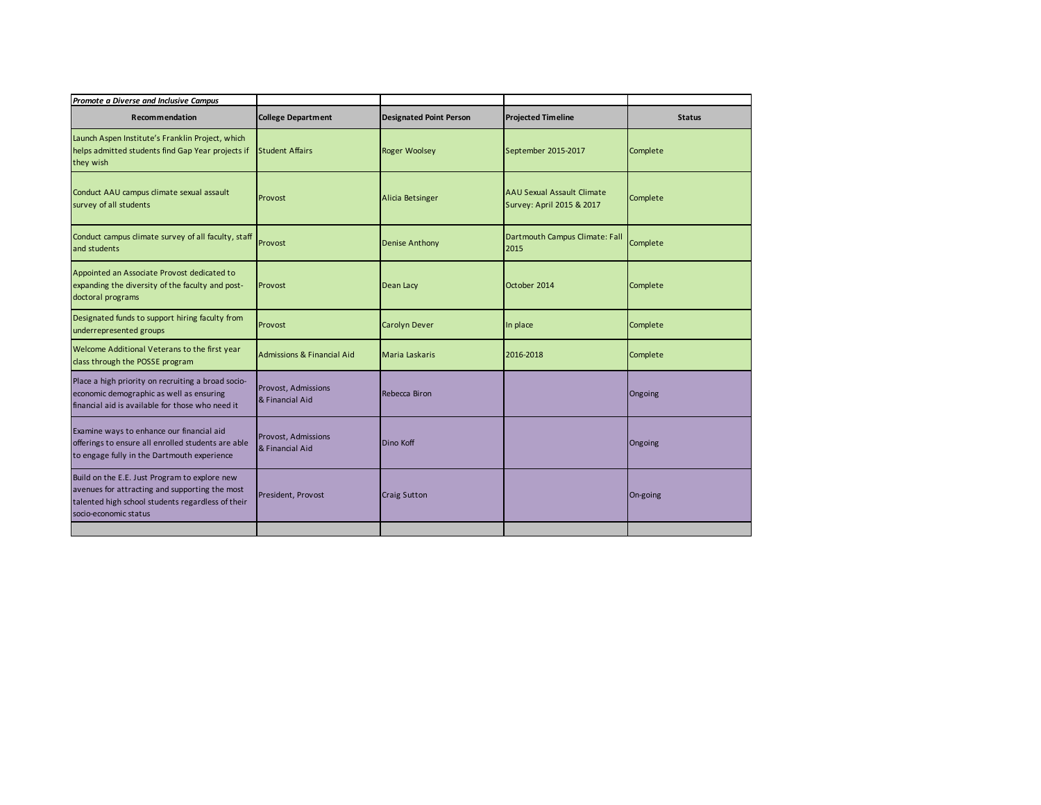***Promote a Diverse and Inclusive Campus***

| Recommendation | College Department | Designated Point Person | Projected Timeline | Status |
|---|---|---|---|---|
| Launch Aspen Institute's Franklin Project, which helps admitted students find Gap Year projects if they wish | Student Affairs | Roger Woolsey | September 2015-2017 | Complete |
| Conduct AAU campus climate sexual assault survey of all students | Provost | Alicia Betsinger | AAU Sexual Assault Climate Survey: April 2015 & 2017 | Complete |
| Conduct campus climate survey of all faculty, staff and students | Provost | Denise Anthony | Dartmouth Campus Climate: Fall 2015 | Complete |
| Appointed an Associate Provost dedicated to expanding the diversity of the faculty and post-doctoral programs | Provost | Dean Lacy | October 2014 | Complete |
| Designated funds to support hiring faculty from underrepresented groups | Provost | Carolyn Dever | In place | Complete |
| Welcome Additional Veterans to the first year class through the POSSE program | Admissions & Financial Aid | Maria Laskaris | 2016-2018 | Complete |
| Place a high priority on recruiting a broad socio-economic demographic as well as ensuring financial aid is available for those who need it | Provost, Admissions & Financial Aid | Rebecca Biron | | Ongoing |
| Examine ways to enhance our financial aid offerings to ensure all enrolled students are able to engage fully in the Dartmouth experience | Provost, Admissions & Financial Aid | Dino Koff | | Ongoing |
| Build on the E.E. Just Program to explore new avenues for attracting and supporting the most talented high school students regardless of their socio-economic status | President, Provost | Craig Sutton | | On-going |
| | | | | |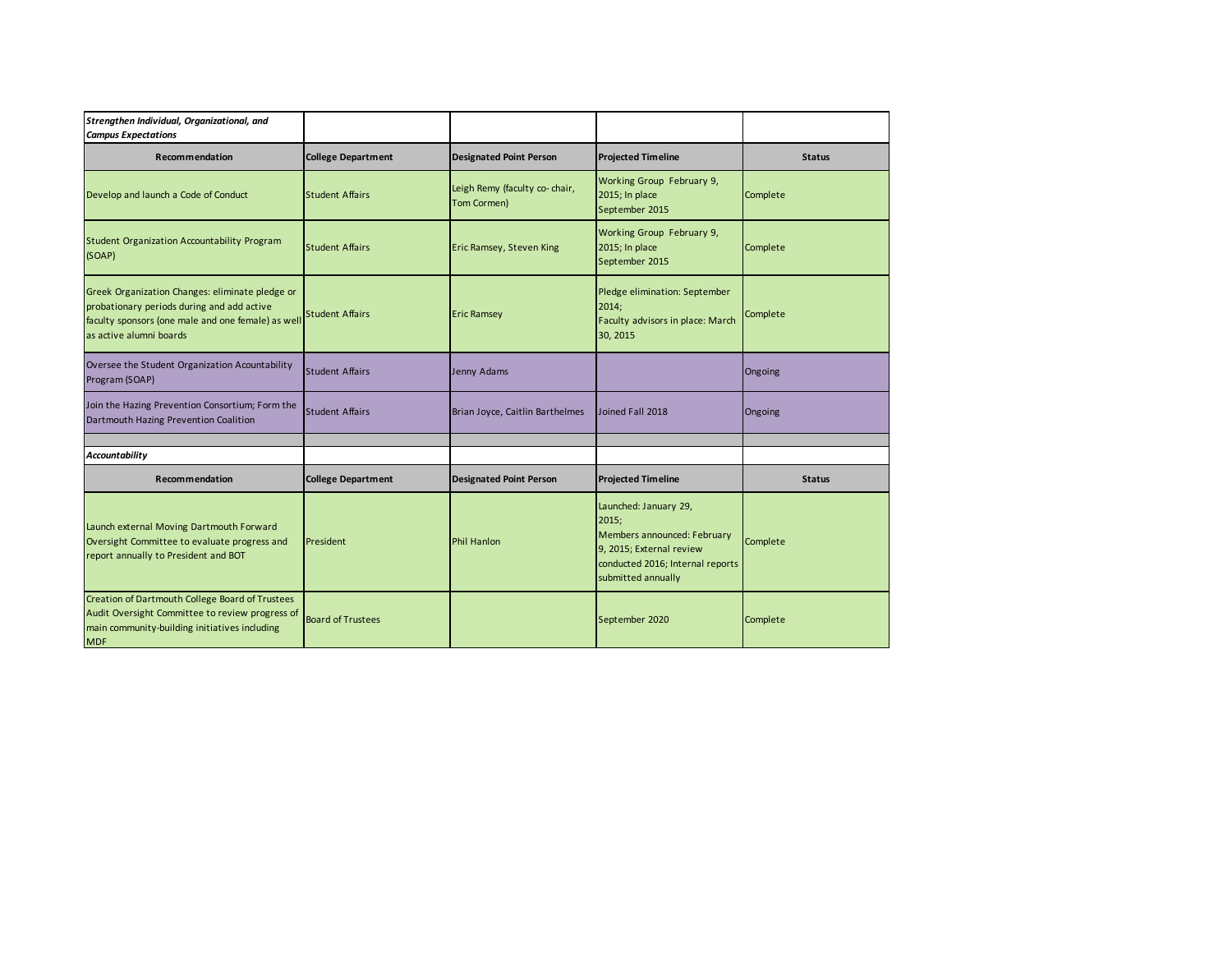| *Strengthen Individual, Organizational, and Campus Expectations* | | | | |
|---|---|---|---|---|
| **Recommendation** | **College Department** | **Designated Point Person** | **Projected Timeline** | **Status** |
| Develop and launch a Code of Conduct | Student Affairs | Leigh Remy (faculty co-chair, Tom Cormen) | Working Group February 9, 2015; In place September 2015 | Complete |
| Student Organization Accountability Program (SOAP) | Student Affairs | Eric Ramsey, Steven King | Working Group February 9, 2015; In place September 2015 | Complete |
| Greek Organization Changes: eliminate pledge or probationary periods during and add active faculty sponsors (one male and one female) as well as active alumni boards | Student Affairs | Eric Ramsey | Pledge elimination: September 2014; Faculty advisors in place: March 30, 2015 | Complete |
| Oversee the Student Organization Acountability Program (SOAP) | Student Affairs | Jenny Adams | | Ongoing |
| Join the Hazing Prevention Consortium; Form the Dartmouth Hazing Prevention Coalition | Student Affairs | Brian Joyce, Caitlin Barthelmes | Joined Fall 2018 | Ongoing |

| *Accountability* | | | | |
|---|---|---|---|---|
| **Recommendation** | **College Department** | **Designated Point Person** | **Projected Timeline** | **Status** |
| Launch external Moving Dartmouth Forward Oversight Committee to evaluate progress and report annually to President and BOT | President | Phil Hanlon | Launched: January 29, 2015; Members announced: February 9, 2015; External review conducted 2016; Internal reports submitted annually | Complete |
| Creation of Dartmouth College Board of Trustees Audit Oversight Committee to review progress of main community-building initiatives including MDF | Board of Trustees | | September 2020 | Complete |